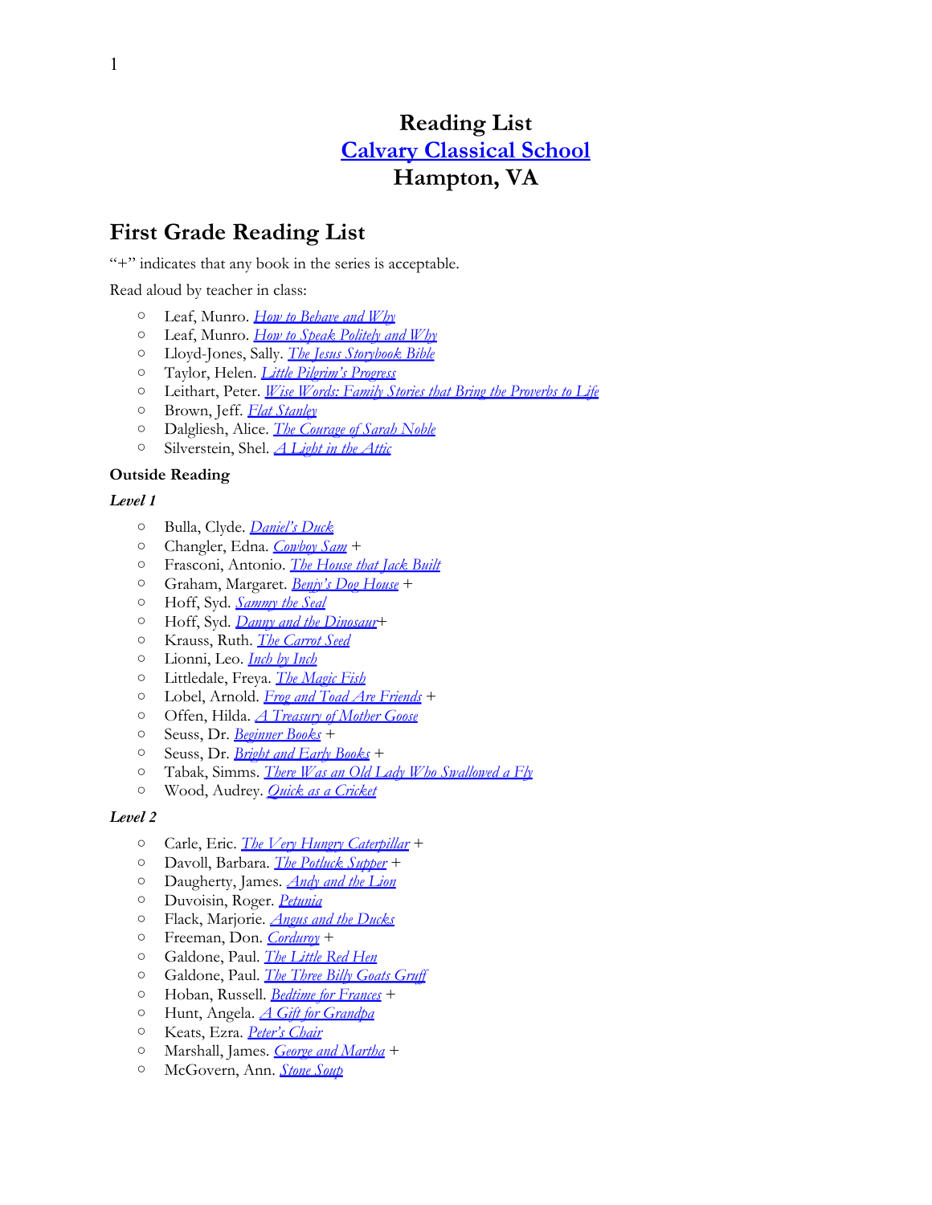# Reading List
# [Calvary Classical School](#)
# Hampton, VA

## First Grade Reading List

"+" indicates that any book in the series is acceptable.

Read aloud by teacher in class:

- Leaf, Munro. *How to Behave and Why*
- Leaf, Munro. *How to Speak Politely and Why*
- Lloyd-Jones, Sally. *The Jesus Storybook Bible*
- Taylor, Helen. *Little Pilgrim's Progress*
- Leithart, Peter. *Wise Words: Family Stories that Bring the Proverbs to Life*
- Brown, Jeff. *Flat Stanley*
- Dalgliesh, Alice. *The Courage of Sarah Noble*
- Silverstein, Shel. *A Light in the Attic*

### Outside Reading

#### *Level 1*

- Bulla, Clyde. *Daniel's Duck*
- Changler, Edna. *Cowboy Sam* +
- Frasconi, Antonio. *The House that Jack Built*
- Graham, Margaret. *Benjy's Dog House* +
- Hoff, Syd. *Sammy the Seal*
- Hoff, Syd. *Danny and the Dinosaur*+
- Krauss, Ruth. *The Carrot Seed*
- Lionni, Leo. *Inch by Inch*
- Littledale, Freya. *The Magic Fish*
- Lobel, Arnold. *Frog and Toad Are Friends* +
- Offen, Hilda. *A Treasury of Mother Goose*
- Seuss, Dr. *Beginner Books* +
- Seuss, Dr. *Bright and Early Books* +
- Tabak, Simms. *There Was an Old Lady Who Swallowed a Fly*
- Wood, Audrey. *Quick as a Cricket*

#### *Level 2*

- Carle, Eric. *The Very Hungry Caterpillar* +
- Davoll, Barbara. *The Potluck Supper* +
- Daugherty, James. *Andy and the Lion*
- Duvoisin, Roger. *Petunia*
- Flack, Marjorie. *Angus and the Ducks*
- Freeman, Don. *Corduroy* +
- Galdone, Paul. *The Little Red Hen*
- Galdone, Paul. *The Three Billy Goats Gruff*
- Hoban, Russell. *Bedtime for Frances* +
- Hunt, Angela. *A Gift for Grandpa*
- Keats, Ezra. *Peter's Chair*
- Marshall, James. *George and Martha* +
- McGovern, Ann. *Stone Soup*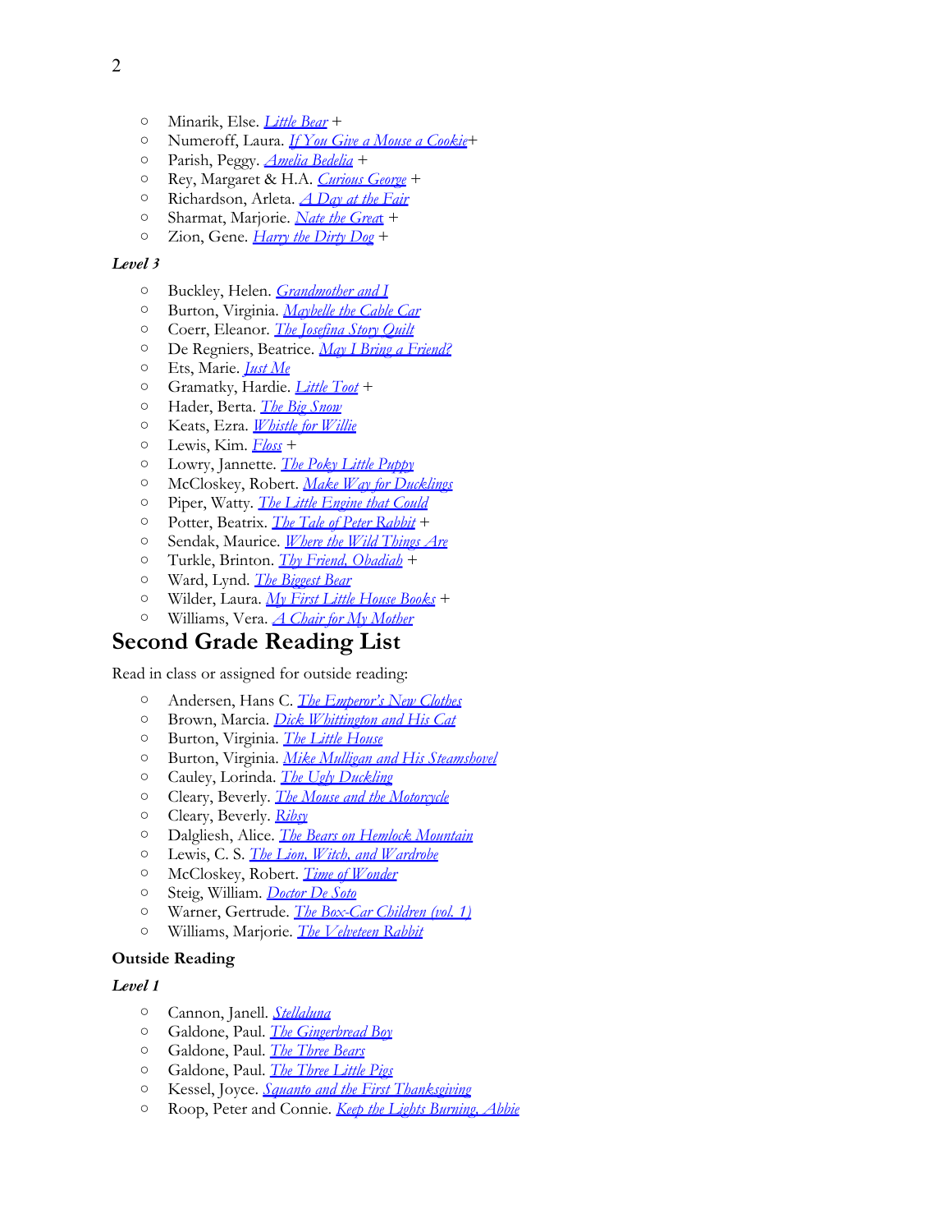- Minarik, Else. *Little Bear* +
- Numeroff, Laura. *If You Give a Mouse a Cookie*+
- Parish, Peggy. *Amelia Bedelia* +
- Rey, Margaret & H.A. *Curious George* +
- Richardson, Arleta. *A Day at the Fair*
- Sharmat, Marjorie. *Nate the Great* +
- Zion, Gene. *Harry the Dirty Dog* +

***Level 3***

- Buckley, Helen. *Grandmother and I*
- Burton, Virginia. *Maybelle the Cable Car*
- Coerr, Eleanor. *The Josefina Story Quilt*
- De Regniers, Beatrice. *May I Bring a Friend?*
- Ets, Marie. *Just Me*
- Gramatky, Hardie. *Little Toot* +
- Hader, Berta. *The Big Snow*
- Keats, Ezra. *Whistle for Willie*
- Lewis, Kim. *Floss* +
- Lowry, Jannette. *The Poky Little Puppy*
- McCloskey, Robert. *Make Way for Ducklings*
- Piper, Watty. *The Little Engine that Could*
- Potter, Beatrix. *The Tale of Peter Rabbit* +
- Sendak, Maurice. *Where the Wild Things Are*
- Turkle, Brinton. *Thy Friend, Obadiah* +
- Ward, Lynd. *The Biggest Bear*
- Wilder, Laura. *My First Little House Books* +
- Williams, Vera. *A Chair for My Mother*

# Second Grade Reading List

Read in class or assigned for outside reading:

- Andersen, Hans C. *The Emperor's New Clothes*
- Brown, Marcia. *Dick Whittington and His Cat*
- Burton, Virginia. *The Little House*
- Burton, Virginia. *Mike Mulligan and His Steamshovel*
- Cauley, Lorinda. *The Ugly Duckling*
- Cleary, Beverly. *The Mouse and the Motorcycle*
- Cleary, Beverly. *Ribsy*
- Dalgliesh, Alice. *The Bears on Hemlock Mountain*
- Lewis, C. S. *The Lion, Witch, and Wardrobe*
- McCloskey, Robert. *Time of Wonder*
- Steig, William. *Doctor De Soto*
- Warner, Gertrude. *The Box-Car Children (vol. 1)*
- Williams, Marjorie. *The Velveteen Rabbit*

## Outside Reading

***Level 1***

- Cannon, Janell. *Stellaluna*
- Galdone, Paul. *The Gingerbread Boy*
- Galdone, Paul. *The Three Bears*
- Galdone, Paul. *The Three Little Pigs*
- Kessel, Joyce. *Squanto and the First Thanksgiving*
- Roop, Peter and Connie. *Keep the Lights Burning, Abbie*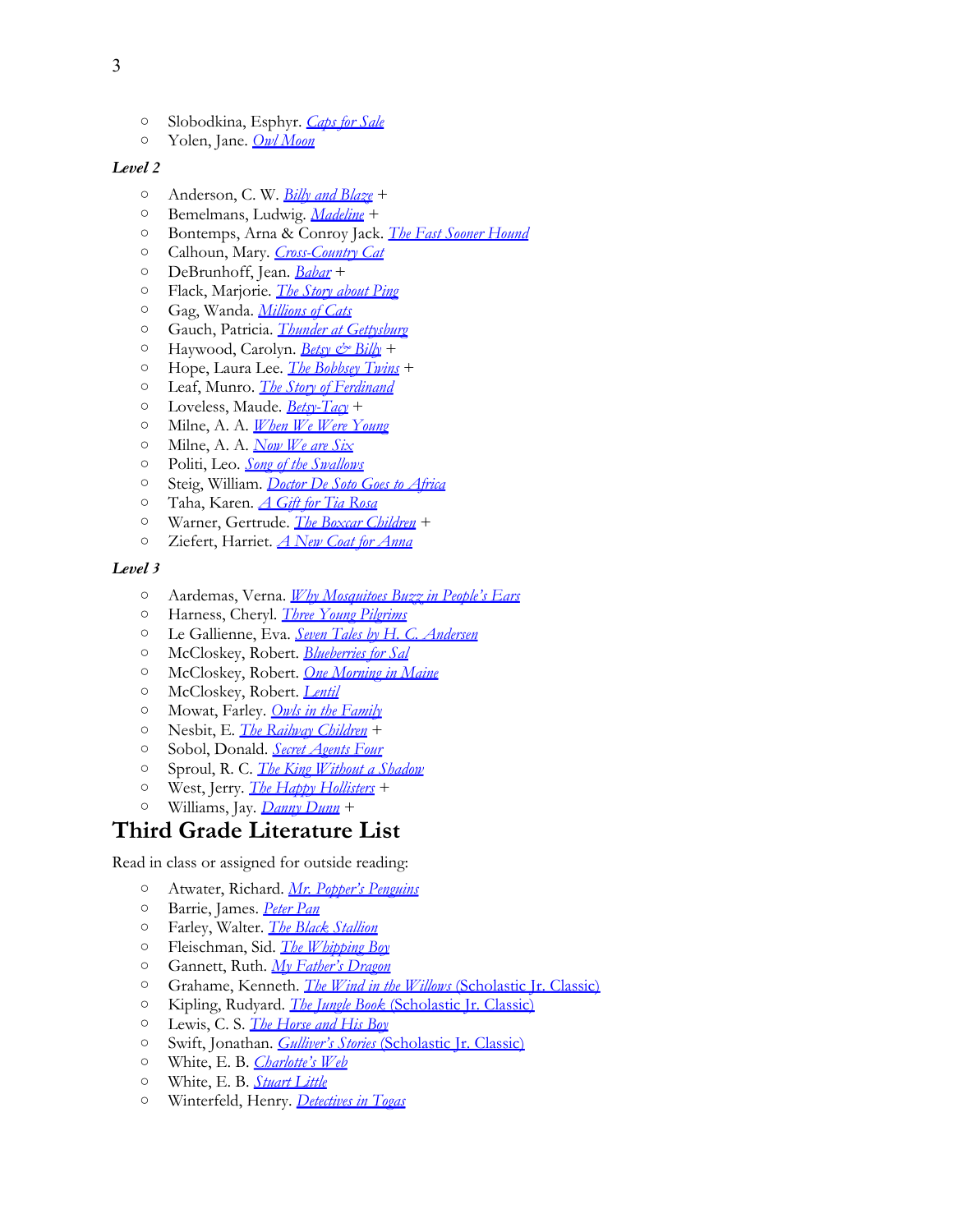- Slobodkina, Esphyr. *Caps for Sale*
- Yolen, Jane. *Owl Moon*

***Level 2***

- Anderson, C. W. *Billy and Blaze* +
- Bemelmans, Ludwig. *Madeline* +
- Bontemps, Arna & Conroy Jack. *The Fast Sooner Hound*
- Calhoun, Mary. *Cross-Country Cat*
- DeBrunhoff, Jean. *Babar* +
- Flack, Marjorie. *The Story about Ping*
- Gag, Wanda. *Millions of Cats*
- Gauch, Patricia. *Thunder at Gettysburg*
- Haywood, Carolyn. *Betsy & Billy* +
- Hope, Laura Lee. *The Bobbsey Twins* +
- Leaf, Munro. *The Story of Ferdinand*
- Loveless, Maude. *Betsy-Tacy* +
- Milne, A. A. *When We Were Young*
- Milne, A. A. *Now We are Six*
- Politi, Leo. *Song of the Swallows*
- Steig, William. *Doctor De Soto Goes to Africa*
- Taha, Karen. *A Gift for Tia Rosa*
- Warner, Gertrude. *The Boxcar Children* +
- Ziefert, Harriet. *A New Coat for Anna*

***Level 3***

- Aardemas, Verna. *Why Mosquitoes Buzz in People's Ears*
- Harness, Cheryl. *Three Young Pilgrims*
- Le Gallienne, Eva. *Seven Tales by H. C. Andersen*
- McCloskey, Robert. *Blueberries for Sal*
- McCloskey, Robert. *One Morning in Maine*
- McCloskey, Robert. *Lentil*
- Mowat, Farley. *Owls in the Family*
- Nesbit, E. *The Railway Children* +
- Sobol, Donald. *Secret Agents Four*
- Sproul, R. C. *The King Without a Shadow*
- West, Jerry. *The Happy Hollisters* +
- Williams, Jay. *Danny Dunn* +

# Third Grade Literature List

Read in class or assigned for outside reading:

- Atwater, Richard. *Mr. Popper's Penguins*
- Barrie, James. *Peter Pan*
- Farley, Walter. *The Black Stallion*
- Fleischman, Sid. *The Whipping Boy*
- Gannett, Ruth. *My Father's Dragon*
- Grahame, Kenneth. *The Wind in the Willows* (Scholastic Jr. Classic)
- Kipling, Rudyard. *The Jungle Book* (Scholastic Jr. Classic)
- Lewis, C. S. *The Horse and His Boy*
- Swift, Jonathan. *Gulliver's Stories* (Scholastic Jr. Classic)
- White, E. B. *Charlotte's Web*
- White, E. B. *Stuart Little*
- Winterfeld, Henry. *Detectives in Togas*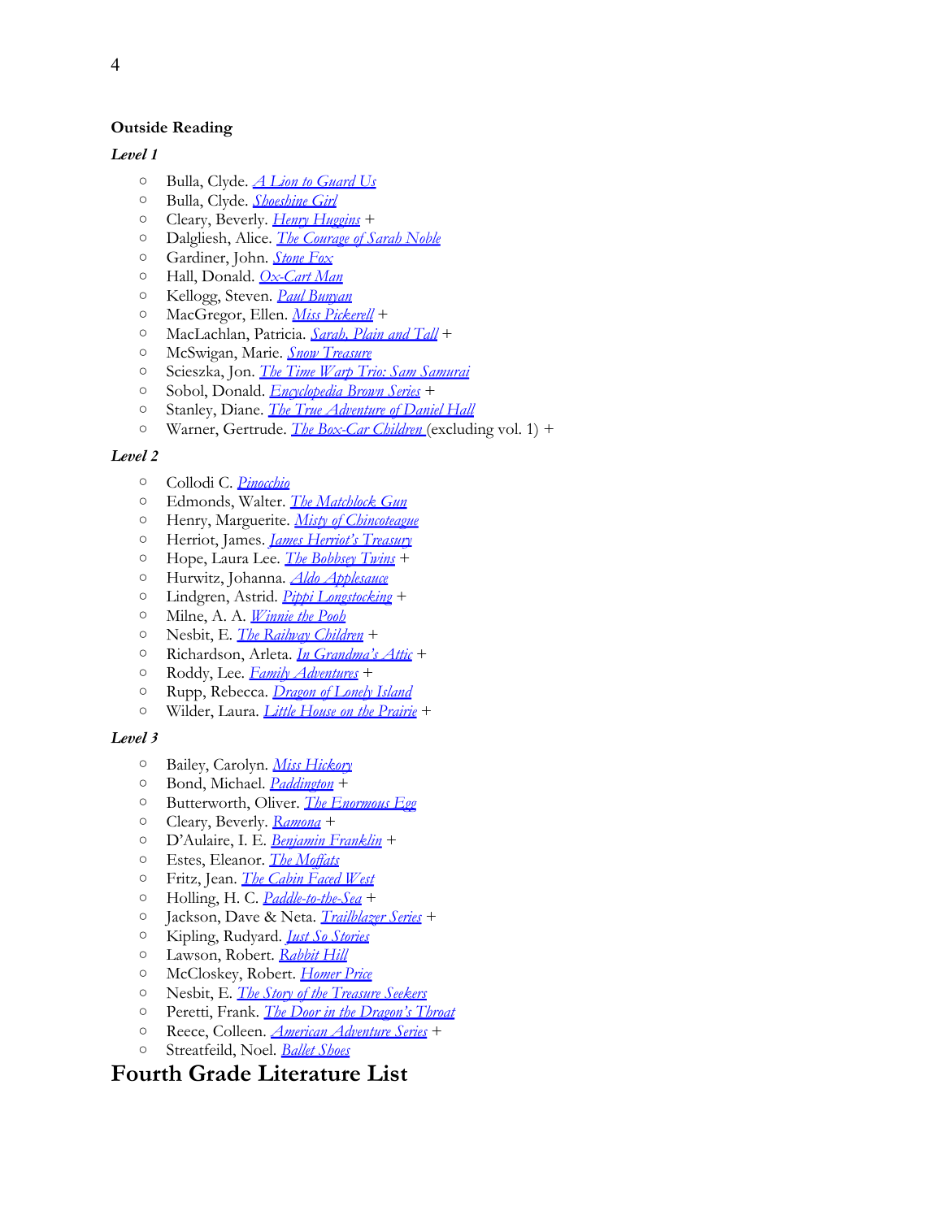**Outside Reading**

***Level 1***

- Bulla, Clyde. *A Lion to Guard Us*
- Bulla, Clyde. *Shoeshine Girl*
- Cleary, Beverly. *Henry Huggins* +
- Dalgliesh, Alice. *The Courage of Sarah Noble*
- Gardiner, John. *Stone Fox*
- Hall, Donald. *Ox-Cart Man*
- Kellogg, Steven. *Paul Bunyan*
- MacGregor, Ellen. *Miss Pickerell* +
- MacLachlan, Patricia. *Sarah, Plain and Tall* +
- McSwigan, Marie. *Snow Treasure*
- Scieszka, Jon. *The Time Warp Trio: Sam Samurai*
- Sobol, Donald. *Encyclopedia Brown Series* +
- Stanley, Diane. *The True Adventure of Daniel Hall*
- Warner, Gertrude. *The Box-Car Children* (excluding vol. 1) +

***Level 2***

- Collodi C. *Pinocchio*
- Edmonds, Walter. *The Matchlock Gun*
- Henry, Marguerite. *Misty of Chincoteague*
- Herriot, James. *James Herriot's Treasury*
- Hope, Laura Lee. *The Bobbsey Twins* +
- Hurwitz, Johanna. *Aldo Applesauce*
- Lindgren, Astrid. *Pippi Longstocking* +
- Milne, A. A. *Winnie the Pooh*
- Nesbit, E. *The Railway Children* +
- Richardson, Arleta. *In Grandma's Attic* +
- Roddy, Lee. *Family Adventures* +
- Rupp, Rebecca. *Dragon of Lonely Island*
- Wilder, Laura. *Little House on the Prairie* +

***Level 3***

- Bailey, Carolyn. *Miss Hickory*
- Bond, Michael. *Paddington* +
- Butterworth, Oliver. *The Enormous Egg*
- Cleary, Beverly. *Ramona* +
- D'Aulaire, I. E. *Benjamin Franklin* +
- Estes, Eleanor. *The Moffats*
- Fritz, Jean. *The Cabin Faced West*
- Holling, H. C. *Paddle-to-the-Sea* +
- Jackson, Dave & Neta. *Trailblazer Series* +
- Kipling, Rudyard. *Just So Stories*
- Lawson, Robert. *Rabbit Hill*
- McCloskey, Robert. *Homer Price*
- Nesbit, E. *The Story of the Treasure Seekers*
- Peretti, Frank. *The Door in the Dragon's Throat*
- Reece, Colleen. *American Adventure Series* +
- Streatfeild, Noel. *Ballet Shoes*

# Fourth Grade Literature List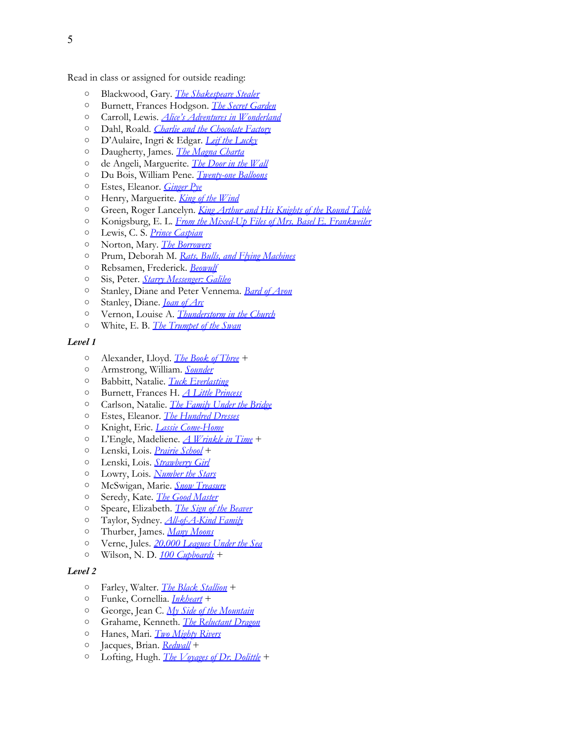Read in class or assigned for outside reading:

- Blackwood, Gary. *The Shakespeare Stealer*
- Burnett, Frances Hodgson. *The Secret Garden*
- Carroll, Lewis. *Alice's Adventures in Wonderland*
- Dahl, Roald. *Charlie and the Chocolate Factory*
- D'Aulaire, Ingri & Edgar. *Leif the Lucky*
- Daugherty, James. *The Magna Charta*
- de Angeli, Marguerite. *The Door in the Wall*
- Du Bois, William Pene. *Twenty-one Balloons*
- Estes, Eleanor. *Ginger Pye*
- Henry, Marguerite. *King of the Wind*
- Green, Roger Lancelyn. *King Arthur and His Knights of the Round Table*
- Konigsburg, E. L. *From the Mixed-Up Files of Mrs. Basel E. Frankweiler*
- Lewis, C. S. *Prince Caspian*
- Norton, Mary. *The Borrowers*
- Prum, Deborah M. *Rats, Bulls, and Flying Machines*
- Rebsamen, Frederick. *Beowulf*
- Sis, Peter. *Starry Messenger: Galileo*
- Stanley, Diane and Peter Vennema. *Bard of Avon*
- Stanley, Diane. *Joan of Arc*
- Vernon, Louise A. *Thunderstorm in the Church*
- White, E. B. *The Trumpet of the Swan*

***Level 1***

- Alexander, Lloyd. *The Book of Three* +
- Armstrong, William. *Sounder*
- Babbitt, Natalie. *Tuck Everlasting*
- Burnett, Frances H. *A Little Princess*
- Carlson, Natalie. *The Family Under the Bridge*
- Estes, Eleanor. *The Hundred Dresses*
- Knight, Eric. *Lassie Come-Home*
- L'Engle, Madeliene. *A Wrinkle in Time* +
- Lenski, Lois. *Prairie School* +
- Lenski, Lois. *Strawberry Girl*
- Lowry, Lois. *Number the Stars*
- McSwigan, Marie. *Snow Treasure*
- Seredy, Kate. *The Good Master*
- Speare, Elizabeth. *The Sign of the Beaver*
- Taylor, Sydney. *All-of-A-Kind Family*
- Thurber, James. *Many Moons*
- Verne, Jules. *20,000 Leagues Under the Sea*
- Wilson, N. D. *100 Cupboards* +

***Level 2***

- Farley, Walter. *The Black Stallion* +
- Funke, Cornellia. *Inkheart* +
- George, Jean C. *My Side of the Mountain*
- Grahame, Kenneth. *The Reluctant Dragon*
- Hanes, Mari. *Two Mighty Rivers*
- Jacques, Brian. *Redwall* +
- Lofting, Hugh. *The Voyages of Dr. Dolittle* +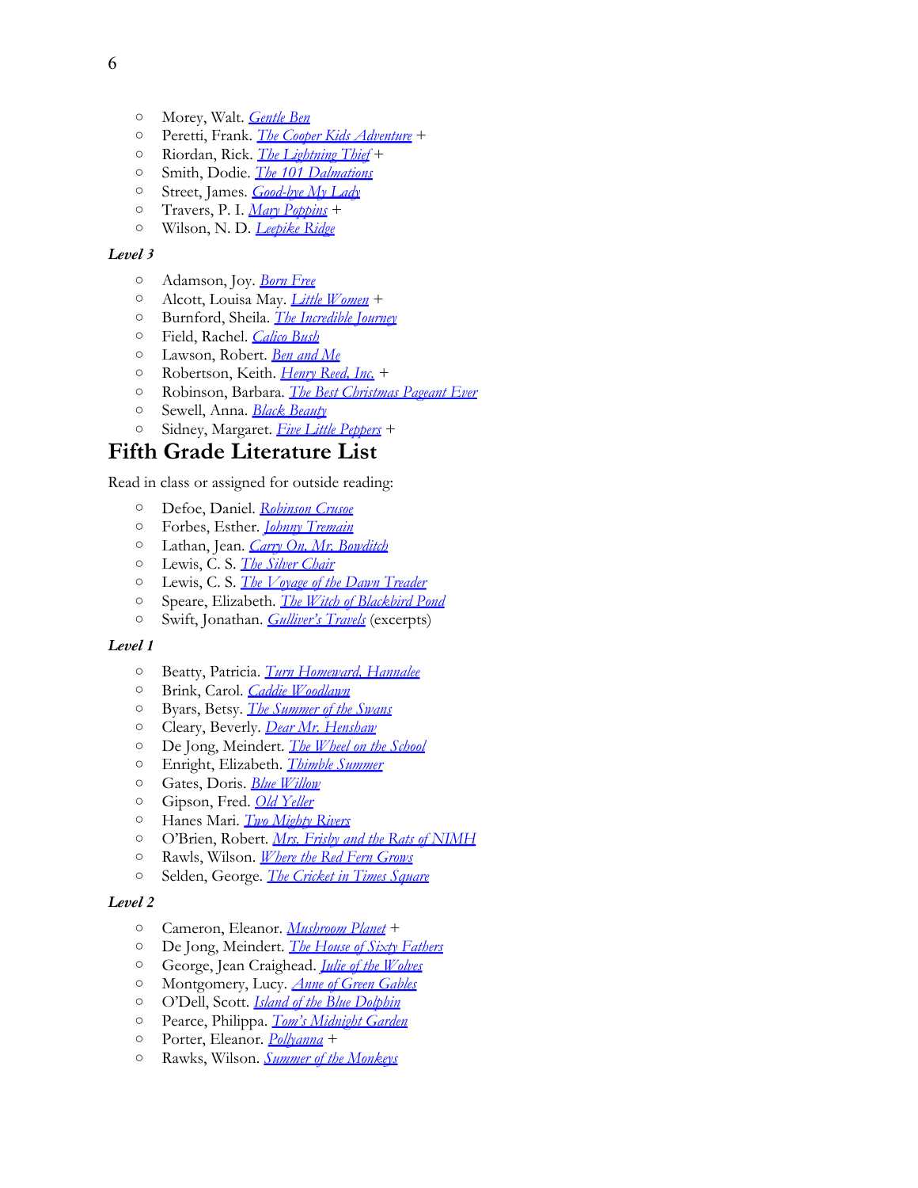- Morey, Walt. *Gentle Ben*
- Peretti, Frank. *The Cooper Kids Adventure* +
- Riordan, Rick. *The Lightning Thief* +
- Smith, Dodie. *The 101 Dalmations*
- Street, James. *Good-bye My Lady*
- Travers, P. I. *Mary Poppins* +
- Wilson, N. D. *Leepike Ridge*

***Level 3***

- Adamson, Joy. *Born Free*
- Alcott, Louisa May. *Little Women* +
- Burnford, Sheila. *The Incredible Journey*
- Field, Rachel. *Calico Bush*
- Lawson, Robert. *Ben and Me*
- Robertson, Keith. *Henry Reed, Inc.* +
- Robinson, Barbara. *The Best Christmas Pageant Ever*
- Sewell, Anna. *Black Beauty*
- Sidney, Margaret. *Five Little Peppers* +

## Fifth Grade Literature List

Read in class or assigned for outside reading:

- Defoe, Daniel. *Robinson Crusoe*
- Forbes, Esther. *Johnny Tremain*
- Lathan, Jean. *Carry On, Mr. Bowditch*
- Lewis, C. S. *The Silver Chair*
- Lewis, C. S. *The Voyage of the Dawn Treader*
- Speare, Elizabeth. *The Witch of Blackbird Pond*
- Swift, Jonathan. *Gulliver's Travels* (excerpts)

***Level 1***

- Beatty, Patricia. *Turn Homeward, Hannalee*
- Brink, Carol. *Caddie Woodlawn*
- Byars, Betsy. *The Summer of the Swans*
- Cleary, Beverly. *Dear Mr. Henshaw*
- De Jong, Meindert. *The Wheel on the School*
- Enright, Elizabeth. *Thimble Summer*
- Gates, Doris. *Blue Willow*
- Gipson, Fred. *Old Yeller*
- Hanes Mari. *Two Mighty Rivers*
- O'Brien, Robert. *Mrs. Frisby and the Rats of NIMH*
- Rawls, Wilson. *Where the Red Fern Grows*
- Selden, George. *The Cricket in Times Square*

***Level 2***

- Cameron, Eleanor. *Mushroom Planet* +
- De Jong, Meindert. *The House of Sixty Fathers*
- George, Jean Craighead. *Julie of the Wolves*
- Montgomery, Lucy. *Anne of Green Gables*
- O'Dell, Scott. *Island of the Blue Dolphin*
- Pearce, Philippa. *Tom's Midnight Garden*
- Porter, Eleanor. *Pollyanna* +
- Rawks, Wilson. *Summer of the Monkeys*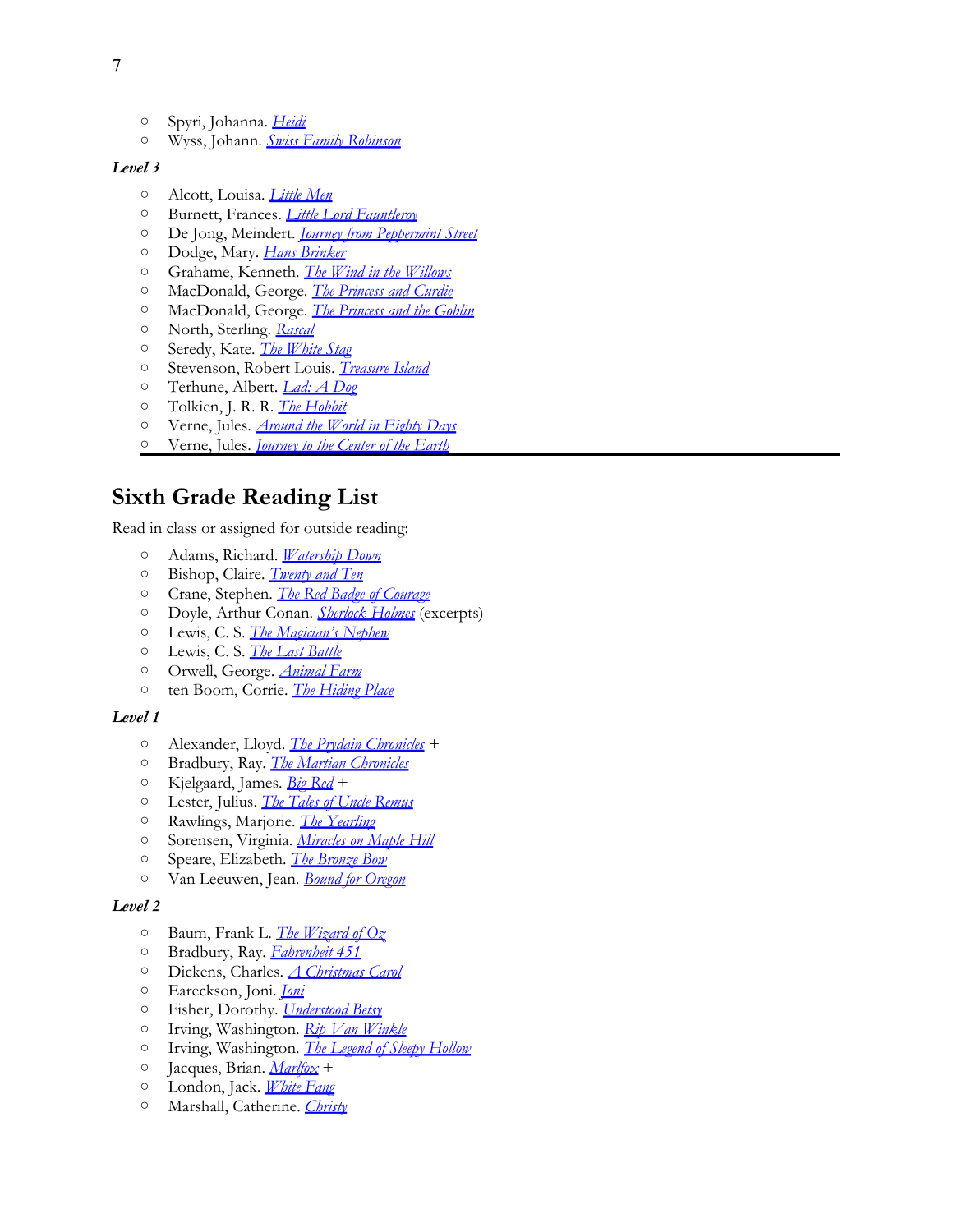- Spyri, Johanna. [Heidi]
- Wyss, Johann. [Swiss Family Robinson]

**_Level 3_**

- Alcott, Louisa. [Little Men]
- Burnett, Frances. [Little Lord Fauntleroy]
- De Jong, Meindert. [Journey from Peppermint Street]
- Dodge, Mary. [Hans Brinker]
- Grahame, Kenneth. [The Wind in the Willows]
- MacDonald, George. [The Princess and Curdie]
- MacDonald, George. [The Princess and the Goblin]
- North, Sterling. [Rascal]
- Seredy, Kate. [The White Stag]
- Stevenson, Robert Louis. [Treasure Island]
- Terhune, Albert. [Lad: A Dog]
- Tolkien, J. R. R. [The Hobbit]
- Verne, Jules. [Around the World in Eighty Days]
- Verne, Jules. [Journey to the Center of the Earth]

---

## Sixth Grade Reading List

Read in class or assigned for outside reading:

- Adams, Richard. [Watership Down]
- Bishop, Claire. [Twenty and Ten]
- Crane, Stephen. [The Red Badge of Courage]
- Doyle, Arthur Conan. [Sherlock Holmes] (excerpts)
- Lewis, C. S. [The Magician's Nephew]
- Lewis, C. S. [The Last Battle]
- Orwell, George. [Animal Farm]
- ten Boom, Corrie. [The Hiding Place]

**_Level 1_**

- Alexander, Lloyd. [The Prydain Chronicles] +
- Bradbury, Ray. [The Martian Chronicles]
- Kjelgaard, James. [Big Red] +
- Lester, Julius. [The Tales of Uncle Remus]
- Rawlings, Marjorie. [The Yearling]
- Sorensen, Virginia. [Miracles on Maple Hill]
- Speare, Elizabeth. [The Bronze Bow]
- Van Leeuwen, Jean. [Bound for Oregon]

**_Level 2_**

- Baum, Frank L. [The Wizard of Oz]
- Bradbury, Ray. [Fahrenheit 451]
- Dickens, Charles. [A Christmas Carol]
- Eareckson, Joni. [Joni]
- Fisher, Dorothy. [Understood Betsy]
- Irving, Washington. [Rip Van Winkle]
- Irving, Washington. [The Legend of Sleepy Hollow]
- Jacques, Brian. [Marlfox] +
- London, Jack. [White Fang]
- Marshall, Catherine. [Christy]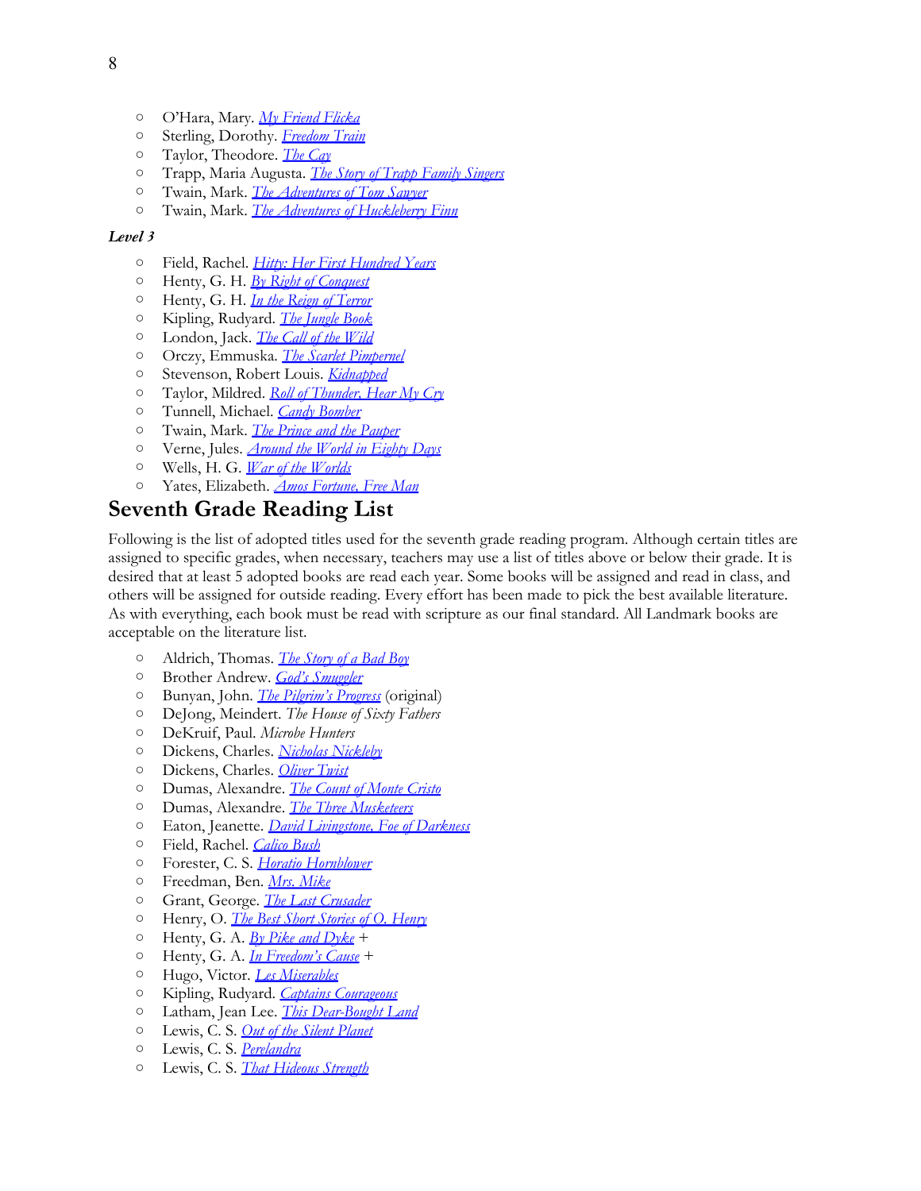- O'Hara, Mary. *My Friend Flicka*
- Sterling, Dorothy. *Freedom Train*
- Taylor, Theodore. *The Cay*
- Trapp, Maria Augusta. *The Story of Trapp Family Singers*
- Twain, Mark. *The Adventures of Tom Sawyer*
- Twain, Mark. *The Adventures of Huckleberry Finn*

***Level 3***

- Field, Rachel. *Hitty: Her First Hundred Years*
- Henty, G. H. *By Right of Conquest*
- Henty, G. H. *In the Reign of Terror*
- Kipling, Rudyard. *The Jungle Book*
- London, Jack. *The Call of the Wild*
- Orczy, Emmuska. *The Scarlet Pimpernel*
- Stevenson, Robert Louis. *Kidnapped*
- Taylor, Mildred. *Roll of Thunder, Hear My Cry*
- Tunnell, Michael. *Candy Bomber*
- Twain, Mark. *The Prince and the Pauper*
- Verne, Jules. *Around the World in Eighty Days*
- Wells, H. G. *War of the Worlds*
- Yates, Elizabeth. *Amos Fortune, Free Man*

## Seventh Grade Reading List

Following is the list of adopted titles used for the seventh grade reading program. Although certain titles are assigned to specific grades, when necessary, teachers may use a list of titles above or below their grade. It is desired that at least 5 adopted books are read each year. Some books will be assigned and read in class, and others will be assigned for outside reading. Every effort has been made to pick the best available literature. As with everything, each book must be read with scripture as our final standard. All Landmark books are acceptable on the literature list.

- Aldrich, Thomas. *The Story of a Bad Boy*
- Brother Andrew. *God's Smuggler*
- Bunyan, John. *The Pilgrim's Progress* (original)
- DeJong, Meindert. *The House of Sixty Fathers*
- DeKruif, Paul. *Microbe Hunters*
- Dickens, Charles. *Nicholas Nickleby*
- Dickens, Charles. *Oliver Twist*
- Dumas, Alexandre. *The Count of Monte Cristo*
- Dumas, Alexandre. *The Three Musketeers*
- Eaton, Jeanette. *David Livingstone, Foe of Darkness*
- Field, Rachel. *Calico Bush*
- Forester, C. S. *Horatio Hornblower*
- Freedman, Ben. *Mrs. Mike*
- Grant, George. *The Last Crusader*
- Henry, O. *The Best Short Stories of O. Henry*
- Henty, G. A. *By Pike and Dyke* +
- Henty, G. A. *In Freedom's Cause* +
- Hugo, Victor. *Les Miserables*
- Kipling, Rudyard. *Captains Courageous*
- Latham, Jean Lee. *This Dear-Bought Land*
- Lewis, C. S. *Out of the Silent Planet*
- Lewis, C. S. *Perelandra*
- Lewis, C. S. *That Hideous Strength*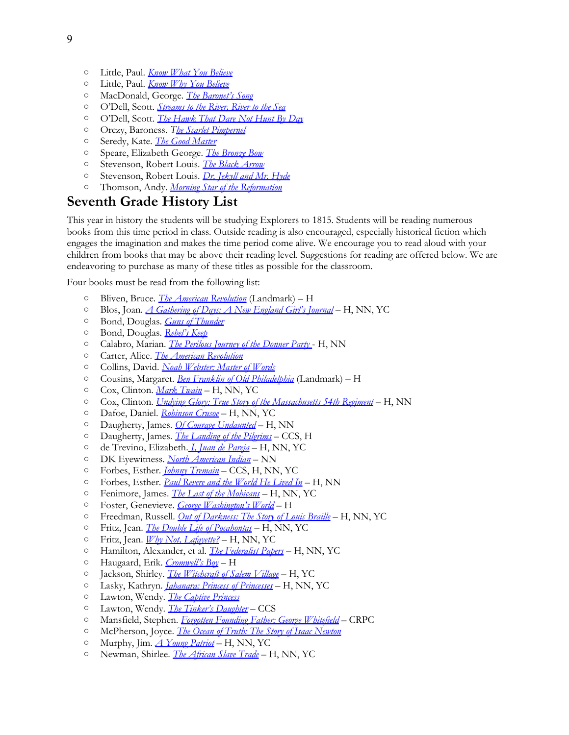- Little, Paul. *Know What You Believe*
- Little, Paul. *Know Why You Believe*
- MacDonald, George. *The Baronet's Song*
- O'Dell, Scott. *Streams to the River, River to the Sea*
- O'Dell, Scott. *The Hawk That Dare Not Hunt By Day*
- Orczy, Baroness. *The Scarlet Pimpernel*
- Seredy, Kate. *The Good Master*
- Speare, Elizabeth George. *The Bronze Bow*
- Stevenson, Robert Louis. *The Black Arrow*
- Stevenson, Robert Louis. *Dr. Jekyll and Mr. Hyde*
- Thomson, Andy. *Morning Star of the Reformation*

## Seventh Grade History List

This year in history the students will be studying Explorers to 1815. Students will be reading numerous books from this time period in class. Outside reading is also encouraged, especially historical fiction which engages the imagination and makes the time period come alive. We encourage you to read aloud with your children from books that may be above their reading level. Suggestions for reading are offered below. We are endeavoring to purchase as many of these titles as possible for the classroom.

Four books must be read from the following list:

- Bliven, Bruce. *The American Revolution* (Landmark) – H
- Blos, Joan. *A Gathering of Days: A New England Girl's Journal* – H, NN, YC
- Bond, Douglas. *Guns of Thunder*
- Bond, Douglas. *Rebel's Keep*
- Calabro, Marian. *The Perilous Journey of the Donner Party* - H, NN
- Carter, Alice. *The American Revolution*
- Collins, David. *Noah Webster: Master of Words*
- Cousins, Margaret. *Ben Franklin of Old Philadelphia* (Landmark) – H
- Cox, Clinton. *Mark Twain* – H, NN, YC
- Cox, Clinton. *Undying Glory: True Story of the Massachusetts 54th Regiment* – H, NN
- Dafoe, Daniel. *Robinson Crusoe* – H, NN, YC
- Daugherty, James. *Of Courage Undaunted* – H, NN
- Daugherty, James. *The Landing of the Pilgrims* – CCS, H
- de Trevino, Elizabeth. *I, Juan de Pareja* – H, NN, YC
- DK Eyewitness. *North American Indian* – NN
- Forbes, Esther. *Johnny Tremain* – CCS, H, NN, YC
- Forbes, Esther. *Paul Revere and the World He Lived In* – H, NN
- Fenimore, James. *The Last of the Mohicans* – H, NN, YC
- Foster, Genevieve. *George Washington's World* – H
- Freedman, Russell. *Out of Darkness: The Story of Louis Braille* – H, NN, YC
- Fritz, Jean. *The Double Life of Pocahontas* – H, NN, YC
- Fritz, Jean. *Why Not, Lafayette?* – H, NN, YC
- Hamilton, Alexander, et al. *The Federalist Papers* – H, NN, YC
- Haugaard, Erik. *Cromwell's Boy* – H
- Jackson, Shirley. *The Witchcraft of Salem Village* – H, YC
- Lasky, Kathryn. *Jahanara: Princess of Princesses* – H, NN, YC
- Lawton, Wendy. *The Captive Princess*
- Lawton, Wendy. *The Tinker's Daughter* – CCS
- Mansfield, Stephen. *Forgotten Founding Father: George Whitefield* – CRPC
- McPherson, Joyce. *The Ocean of Truth: The Story of Isaac Newton*
- Murphy, Jim. *A Young Patriot* – H, NN, YC
- Newman, Shirlee. *The African Slave Trade* – H, NN, YC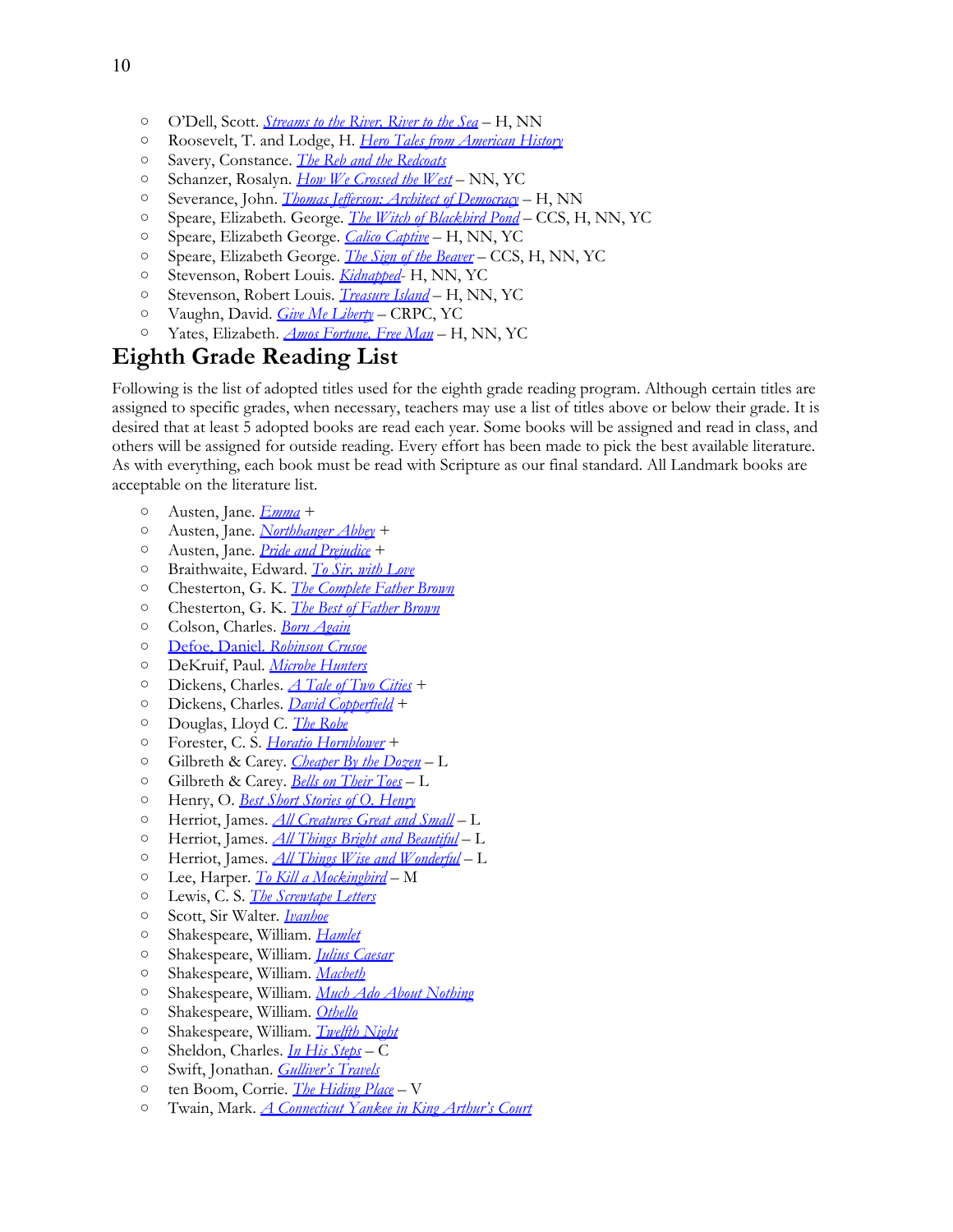- O'Dell, Scott. *Streams to the River, River to the Sea* – H, NN
- Roosevelt, T. and Lodge, H. *Hero Tales from American History*
- Savery, Constance. *The Reb and the Redcoats*
- Schanzer, Rosalyn. *How We Crossed the West* – NN, YC
- Severance, John. *Thomas Jefferson: Architect of Democracy* – H, NN
- Speare, Elizabeth. George. *The Witch of Blackbird Pond* – CCS, H, NN, YC
- Speare, Elizabeth George. *Calico Captive* – H, NN, YC
- Speare, Elizabeth George. *The Sign of the Beaver* – CCS, H, NN, YC
- Stevenson, Robert Louis. *Kidnapped*- H, NN, YC
- Stevenson, Robert Louis. *Treasure Island* – H, NN, YC
- Vaughn, David. *Give Me Liberty* – CRPC, YC
- Yates, Elizabeth. *Amos Fortune, Free Man* – H, NN, YC

## Eighth Grade Reading List

Following is the list of adopted titles used for the eighth grade reading program. Although certain titles are assigned to specific grades, when necessary, teachers may use a list of titles above or below their grade. It is desired that at least 5 adopted books are read each year. Some books will be assigned and read in class, and others will be assigned for outside reading. Every effort has been made to pick the best available literature. As with everything, each book must be read with Scripture as our final standard. All Landmark books are acceptable on the literature list.

- Austen, Jane. *Emma* +
- Austen, Jane. *Northhanger Abbey* +
- Austen, Jane. *Pride and Prejudice* +
- Braithwaite, Edward. *To Sir, with Love*
- Chesterton, G. K. *The Complete Father Brown*
- Chesterton, G. K. *The Best of Father Brown*
- Colson, Charles. *Born Again*
- Defoe, Daniel. *Robinson Crusoe*
- DeKruif, Paul. *Microbe Hunters*
- Dickens, Charles. *A Tale of Two Cities* +
- Dickens, Charles. *David Copperfield* +
- Douglas, Lloyd C. *The Robe*
- Forester, C. S. *Horatio Hornblower* +
- Gilbreth & Carey. *Cheaper By the Dozen* – L
- Gilbreth & Carey. *Bells on Their Toes* – L
- Henry, O. *Best Short Stories of O. Henry*
- Herriot, James. *All Creatures Great and Small* – L
- Herriot, James. *All Things Bright and Beautiful* – L
- Herriot, James. *All Things Wise and Wonderful* – L
- Lee, Harper. *To Kill a Mockingbird* – M
- Lewis, C. S. *The Screwtape Letters*
- Scott, Sir Walter. *Ivanhoe*
- Shakespeare, William. *Hamlet*
- Shakespeare, William. *Julius Caesar*
- Shakespeare, William. *Macbeth*
- Shakespeare, William. *Much Ado About Nothing*
- Shakespeare, William. *Othello*
- Shakespeare, William. *Twelfth Night*
- Sheldon, Charles. *In His Steps* – C
- Swift, Jonathan. *Gulliver's Travels*
- ten Boom, Corrie. *The Hiding Place* – V
- Twain, Mark. *A Connecticut Yankee in King Arthur's Court*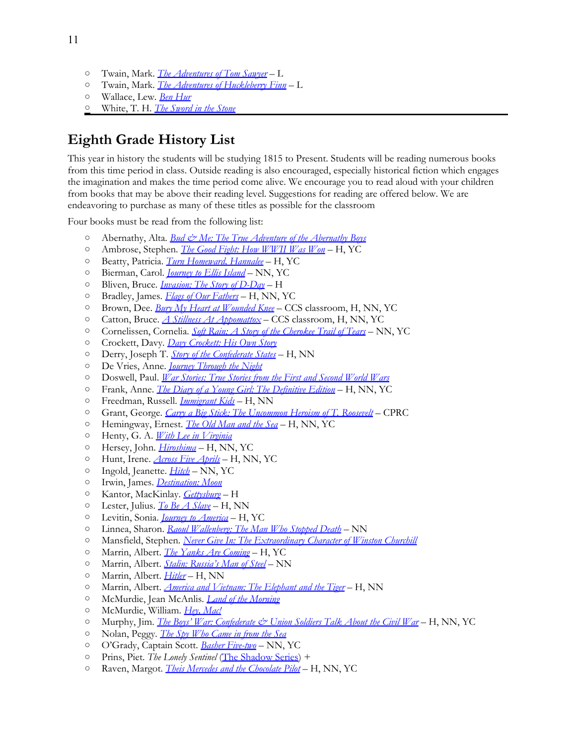- Twain, Mark. *The Adventures of Tom Sawyer* – L
- Twain, Mark. *The Adventures of Huckleberry Finn* – L
- Wallace, Lew. *Ben Hur*
- White, T. H. *The Sword in the Stone*

---

## Eighth Grade History List

This year in history the students will be studying 1815 to Present. Students will be reading numerous books from this time period in class. Outside reading is also encouraged, especially historical fiction which engages the imagination and makes the time period come alive. We encourage you to read aloud with your children from books that may be above their reading level. Suggestions for reading are offered below. We are endeavoring to purchase as many of these titles as possible for the classroom

Four books must be read from the following list:

- Abernathy, Alta. *Bud & Me: The True Adventure of the Abernathy Boys*
- Ambrose, Stephen. *The Good Fight: How WWII Was Won* – H, YC
- Beatty, Patricia. *Turn Homeward, Hannalee* – H, YC
- Bierman, Carol. *Journey to Ellis Island* – NN, YC
- Bliven, Bruce. *Invasion: The Story of D-Day* – H
- Bradley, James. *Flags of Our Fathers* – H, NN, YC
- Brown, Dee. *Bury My Heart at Wounded Knee* – CCS classroom, H, NN, YC
- Catton, Bruce. *A Stillness At Appomattox* – CCS classroom, H, NN, YC
- Cornelissen, Cornelia. *Soft Rain: A Story of the Cherokee Trail of Tears* – NN, YC
- Crockett, Davy. *Davy Crockett: His Own Story*
- Derry, Joseph T. *Story of the Confederate States* – H, NN
- De Vries, Anne. *Journey Through the Night*
- Doswell, Paul. *War Stories: True Stories from the First and Second World Wars*
- Frank, Anne. *The Diary of a Young Girl: The Definitive Edition* – H, NN, YC
- Freedman, Russell. *Immigrant Kids* – H, NN
- Grant, George. *Carry a Big Stick: The Uncommon Heroism of T. Roosevelt* – CPRC
- Hemingway, Ernest. *The Old Man and the Sea* – H, NN, YC
- Henty, G. A. *With Lee in Virginia*
- Hersey, John. *Hiroshima* – H, NN, YC
- Hunt, Irene. *Across Five Aprils* – H, NN, YC
- Ingold, Jeanette. *Hitch* – NN, YC
- Irwin, James. *Destination: Moon*
- Kantor, MacKinlay. *Gettysburg* – H
- Lester, Julius. *To Be A Slave* – H, NN
- Levitin, Sonia. *Journey to America* – H, YC
- Linnea, Sharon. *Raoul Wallenberg: The Man Who Stopped Death* – NN
- Mansfield, Stephen. *Never Give In: The Extraordinary Character of Winston Churchill*
- Marrin, Albert. *The Yanks Are Coming* – H, YC
- Marrin, Albert. *Stalin: Russia's Man of Steel* – NN
- Marrin, Albert. *Hitler* – H, NN
- Marrin, Albert. *America and Vietnam: The Elephant and the Tiger* – H, NN
- McMurdie, Jean McAnlis. *Land of the Morning*
- McMurdie, William. *Hey, Mac!*
- Murphy, Jim. *The Boys' War: Confederate & Union Soldiers Talk About the Civil War* – H, NN, YC
- Nolan, Peggy. *The Spy Who Came in from the Sea*
- O'Grady, Captain Scott. *Basher Five-two* – NN, YC
- Prins, Piet. *The Lonely Sentinel* (The Shadow Series) +
- Raven, Margot. *Theis Mercedes and the Chocolate Pilot* – H, NN, YC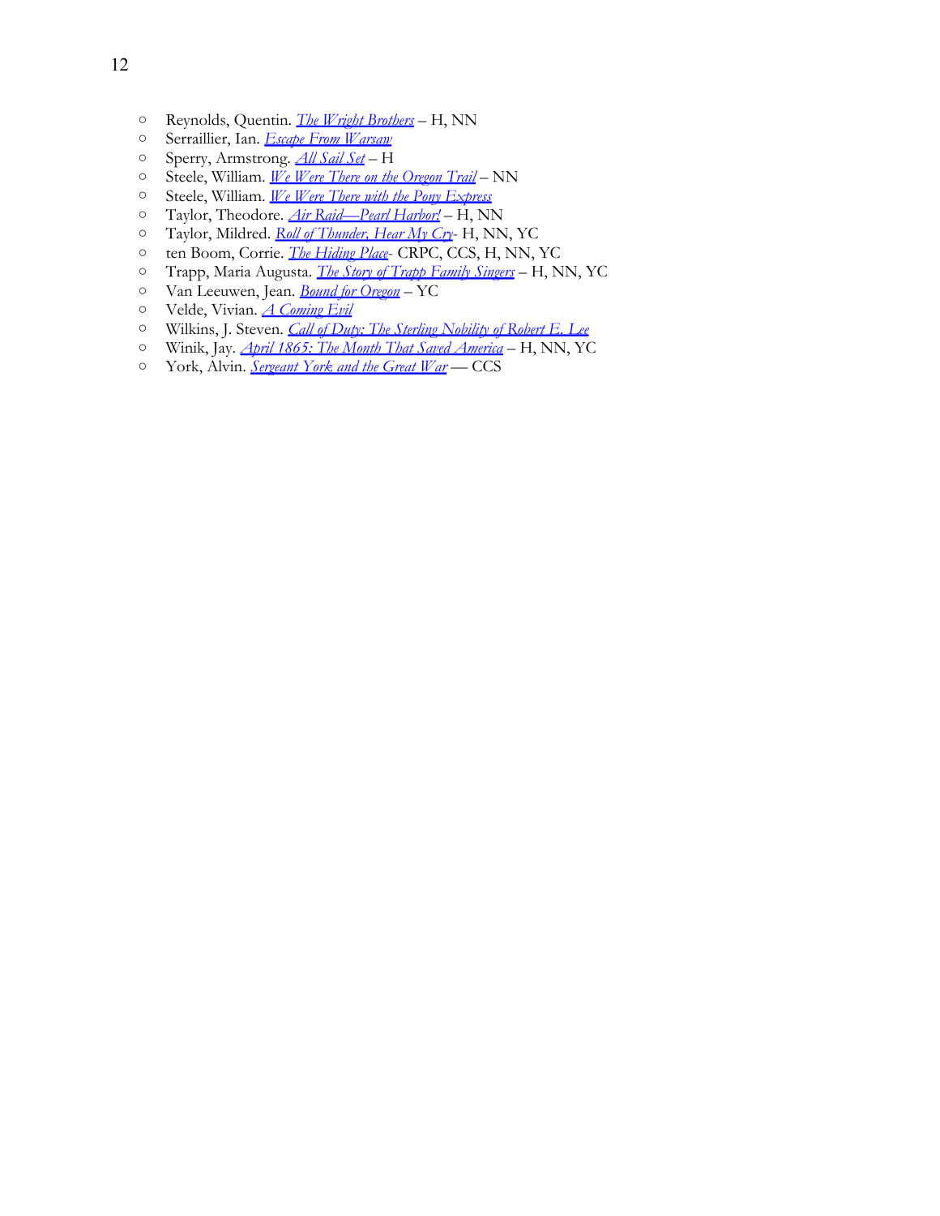- Reynolds, Quentin. *The Wright Brothers* – H, NN
- Serraillier, Ian. *Escape From Warsaw*
- Sperry, Armstrong. *All Sail Set* – H
- Steele, William. *We Were There on the Oregon Trail* – NN
- Steele, William. *We Were There with the Pony Express*
- Taylor, Theodore. *Air Raid—Pearl Harbor!* – H, NN
- Taylor, Mildred. *Roll of Thunder, Hear My Cry*- H, NN, YC
- ten Boom, Corrie. *The Hiding Place*- CRPC, CCS, H, NN, YC
- Trapp, Maria Augusta. *The Story of Trapp Family Singers* – H, NN, YC
- Van Leeuwen, Jean. *Bound for Oregon* – YC
- Velde, Vivian. *A Coming Evil*
- Wilkins, J. Steven. *Call of Duty: The Sterling Nobility of Robert E. Lee*
- Winik, Jay. *April 1865: The Month That Saved America* – H, NN, YC
- York, Alvin. *Sergeant York and the Great War* — CCS